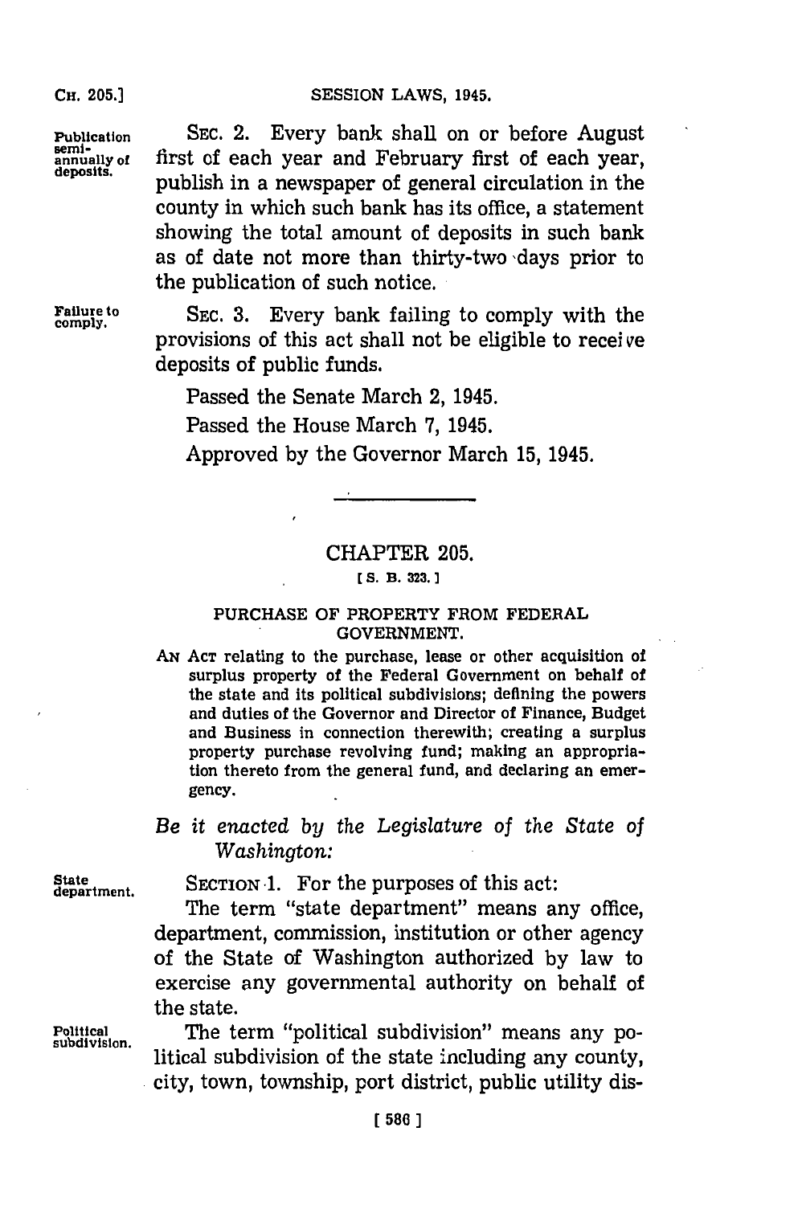**Publication semi-annually of deposits.**

SEC. 2. Every bank shall on or before August first of each year and February first of each year, publish in a newspaper of general circulation in the county in which such bank has its office, a statement showing the total amount of deposits in such bank as of date not more than thirty-two days prior to the publication of such notice.

**Failure to comply.**

SEC. 3. Every bank failing to comply with the provisions of this act shall not be eligible to receive deposits of public funds.

Passed the Senate March 2, 1945.

Passed the House March 7, 1945.

Approved by the Governor March 15, 1945.

## CHAPTER 205.

[S. B. 323.]

### PURCHASE OF PROPERTY FROM FEDERAL GOVERNMENT.

AN ACT relating to the purchase, lease or other acquisition of surplus property of the Federal Government on behalf of the state and its political subdivisions; defining the powers and duties of the Governor and Director of Finance, Budget and Business in connection therewith; creating a surplus property purchase revolving fund; making an appropriation thereto from the general fund, and declaring an emergency.

*Be it enacted by the Legislature of the State of Washington:*

**State department.**

SECTION 1. For the purposes of this act:

The term "state department" means any office, department, commission, institution or other agency of the State of Washington authorized by law to exercise any governmental authority on behalf of the state.

**Political subdivision.**

The term "political subdivision" means any political subdivision of the state including any county, city, town, township, port district, public utility dis-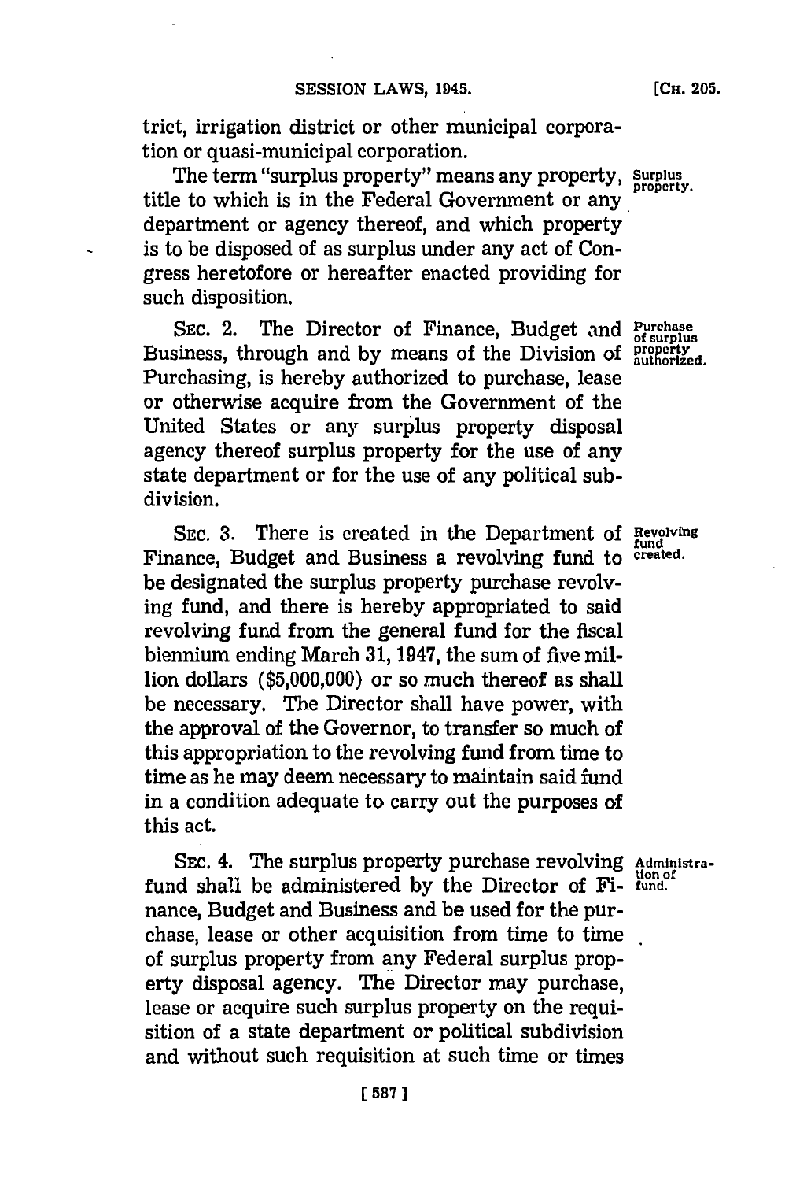trict, irrigation district or other municipal corporation or quasi-municipal corporation.

The term "surplus property" means any property, title to which is in the Federal Government or any department or agency thereof, and which property is to be disposed of as surplus under any act of Congress heretofore or hereafter enacted providing for such disposition.

Surplus property.

SEC. 2. The Director of Finance, Budget and Business, through and by means of the Division of Purchasing, is hereby authorized to purchase, lease or otherwise acquire from the Government of the United States or any surplus property disposal agency thereof surplus property for the use of any state department or for the use of any political subdivision.

Purchase of surplus property authorized.

SEC. 3. There is created in the Department of Finance, Budget and Business a revolving fund to be designated the surplus property purchase revolving fund, and there is hereby appropriated to said revolving fund from the general fund for the fiscal biennium ending March 31, 1947, the sum of five million dollars ($5,000,000) or so much thereof as shall be necessary. The Director shall have power, with the approval of the Governor, to transfer so much of this appropriation to the revolving fund from time to time as he may deem necessary to maintain said fund in a condition adequate to carry out the purposes of this act.

Revolving fund created.

SEC. 4. The surplus property purchase revolving fund shall be administered by the Director of Finance, Budget and Business and be used for the purchase, lease or other acquisition from time to time of surplus property from any Federal surplus property disposal agency. The Director may purchase, lease or acquire such surplus property on the requisition of a state department or political subdivision and without such requisition at such time or times

Administration of fund.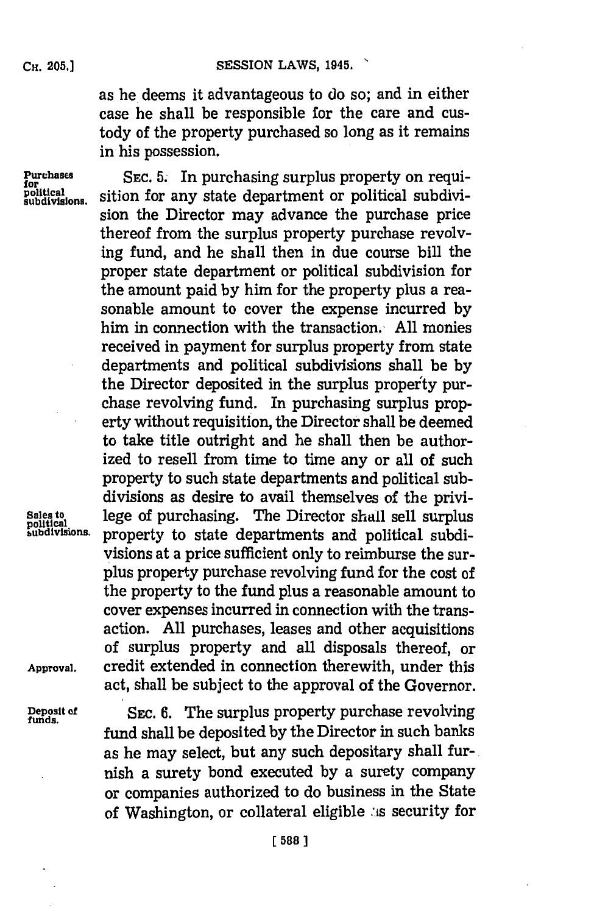as he deems it advantageous to do so; and in either case he shall be responsible for the care and custody of the property purchased so long as it remains in his possession.

Purchases for political subdivisions.

SEC. 5. In purchasing surplus property on requisition for any state department or political subdivision the Director may advance the purchase price thereof from the surplus property purchase revolving fund, and he shall then in due course bill the proper state department or political subdivision for the amount paid by him for the property plus a reasonable amount to cover the expense incurred by him in connection with the transaction. All monies received in payment for surplus property from state departments and political subdivisions shall be by the Director deposited in the surplus property purchase revolving fund. In purchasing surplus property without requisition, the Director shall be deemed to take title outright and he shall then be authorized to resell from time to time any or all of such property to such state departments and political subdivisions as desire to avail themselves of the privilege of purchasing. The Director shall sell surplus property to state departments and political subdivisions at a price sufficient only to reimburse the surplus property purchase revolving fund for the cost of the property to the fund plus a reasonable amount to cover expenses incurred in connection with the transaction. All purchases, leases and other acquisitions of surplus property and all disposals thereof, or credit extended in connection therewith, under this act, shall be subject to the approval of the Governor.

Sales to political subdivisions.

Approval.

Deposit of funds.

SEC. 6. The surplus property purchase revolving fund shall be deposited by the Director in such banks as he may select, but any such depositary shall furnish a surety bond executed by a surety company or companies authorized to do business in the State of Washington, or collateral eligible as security for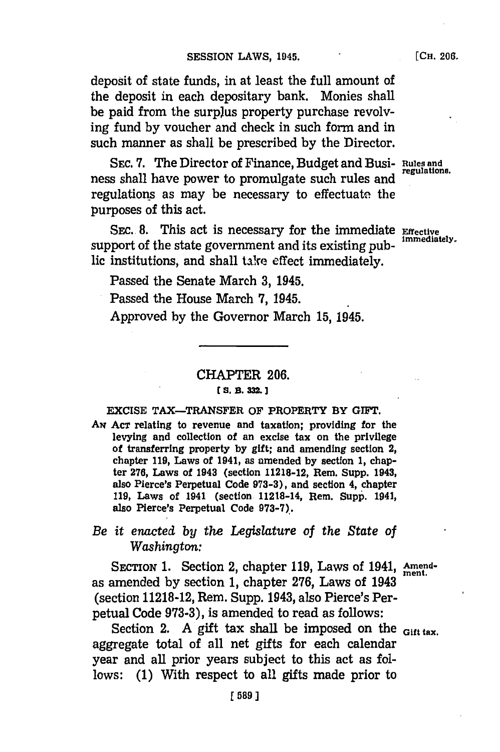deposit of state funds, in at least the full amount of the deposit in each depositary bank. Monies shall be paid from the surplus property purchase revolving fund by voucher and check in such form and in such manner as shall be prescribed by the Director.

SEC. 7. The Director of Finance, Budget and Business shall have power to promulgate such rules and regulations as may be necessary to effectuate the purposes of this act. Rules and regulations.

SEC. 8. This act is necessary for the immediate support of the state government and its existing public institutions, and shall take effect immediately. Effective immediately.

Passed the Senate March 3, 1945.

Passed the House March 7, 1945.

Approved by the Governor March 15, 1945.

---

## CHAPTER 206.

[S. B. 332.]

EXCISE TAX—TRANSFER OF PROPERTY BY GIFT.

AN ACT relating to revenue and taxation; providing for the levying and collection of an excise tax on the privilege of transferring property by gift; and amending section 2, chapter 119, Laws of 1941, as amended by section 1, chapter 276, Laws of 1943 (section 11218-12, Rem. Supp. 1943, also Pierce's Perpetual Code 973-3), and section 4, chapter 119, Laws of 1941 (section 11218-14, Rem. Supp. 1941, also Pierce's Perpetual Code 973-7).

*Be it enacted by the Legislature of the State of Washington:*

SECTION 1. Section 2, chapter 119, Laws of 1941, as amended by section 1, chapter 276, Laws of 1943 (section 11218-12, Rem. Supp. 1943, also Pierce's Perpetual Code 973-3), is amended to read as follows: Amendment.

Section 2. A gift tax shall be imposed on the aggregate total of all net gifts for each calendar year and all prior years subject to this act as follows: (1) With respect to all gifts made prior to Gift tax.